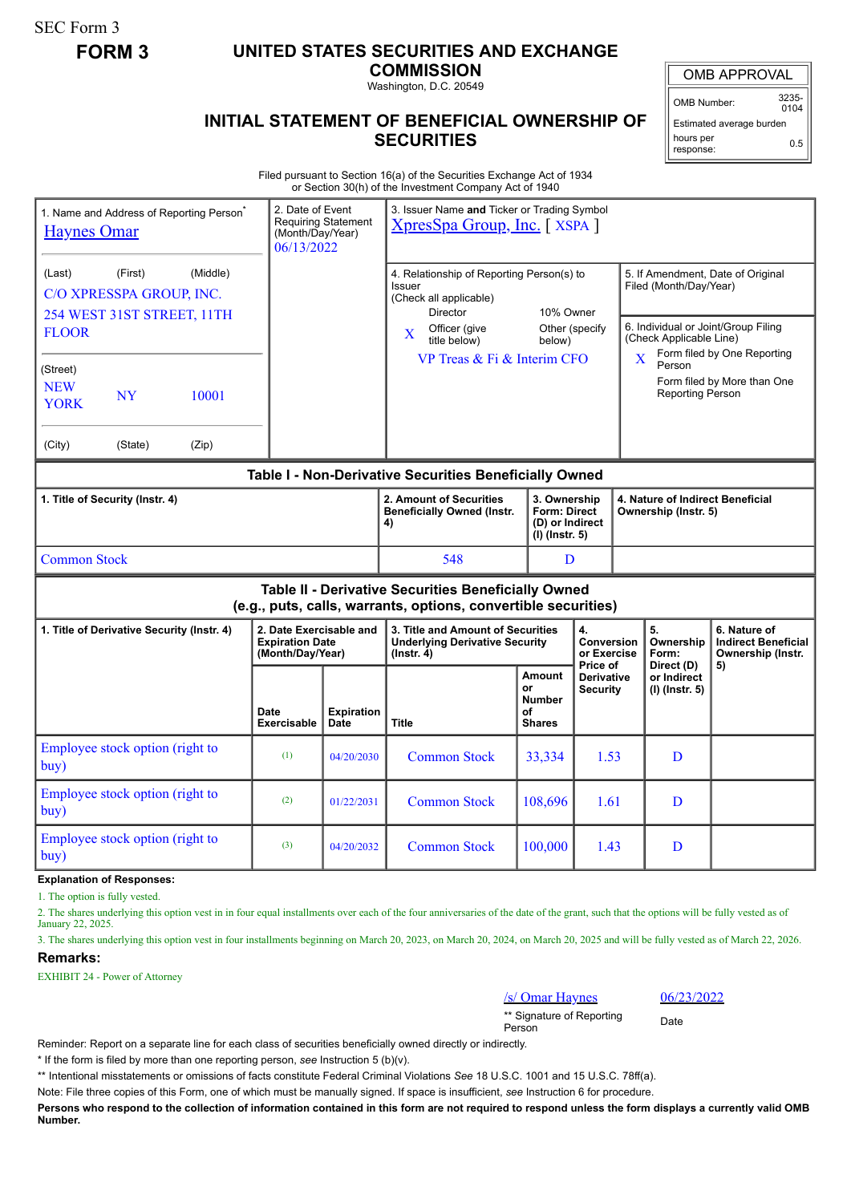SEC Form 3

# FORM 3

## UNITED STATES SECURITIES AND EXCHANGE COMMISSION

Washington, D.C. 20549

## INITIAL STATEMENT OF BENEFICIAL OWNERSHIP OF SECURITIES

| OMB APPROVAL | |
|---|---|
| OMB Number: | 3235-0104 |
| Estimated average burden | |
| hours per response: | 0.5 |

Filed pursuant to Section 16(a) of the Securities Exchange Act of 1934
or Section 30(h) of the Investment Company Act of 1940

1. Name and Address of Reporting Person*
Haynes Omar

(Last) (First) (Middle)
C/O XPRESSPA GROUP, INC.
254 WEST 31ST STREET, 11TH FLOOR

(Street)
NEW YORK NY 10001

(City) (State) (Zip)

2. Date of Event Requiring Statement (Month/Day/Year)
06/13/2022

3. Issuer Name **and** Ticker or Trading Symbol
XpresSpa Group, Inc. [ XSPA ]

4. Relationship of Reporting Person(s) to Issuer
(Check all applicable)
Director
10% Owner
X Officer (give title below)
Other (specify below)
VP Treas & Fi & Interim CFO

5. If Amendment, Date of Original Filed (Month/Day/Year)

6. Individual or Joint/Group Filing (Check Applicable Line)
X Form filed by One Reporting Person
Form filed by More than One Reporting Person

### Table I - Non-Derivative Securities Beneficially Owned

| 1. Title of Security (Instr. 4) | 2. Amount of Securities Beneficially Owned (Instr. 4) | 3. Ownership Form: Direct (D) or Indirect (I) (Instr. 5) | 4. Nature of Indirect Beneficial Ownership (Instr. 5) |
|---|---|---|---|
| Common Stock | 548 | D | |

### Table II - Derivative Securities Beneficially Owned (e.g., puts, calls, warrants, options, convertible securities)

| 1. Title of Derivative Security (Instr. 4) | 2. Date Exercisable and Expiration Date (Month/Day/Year) | | 3. Title and Amount of Securities Underlying Derivative Security (Instr. 4) | | 4. Conversion or Exercise Price of Derivative Security | 5. Ownership Form: Direct (D) or Indirect (I) (Instr. 5) | 6. Nature of Indirect Beneficial Ownership (Instr. 5) |
|---|---|---|---|---|---|---|---|
| | Date Exercisable | Expiration Date | Title | Amount or Number of Shares | | | |
| Employee stock option (right to buy) | (1) | 04/20/2030 | Common Stock | 33,334 | 1.53 | D | |
| Employee stock option (right to buy) | (2) | 01/22/2031 | Common Stock | 108,696 | 1.61 | D | |
| Employee stock option (right to buy) | (3) | 04/20/2032 | Common Stock | 100,000 | 1.43 | D | |

**Explanation of Responses:**

1. The option is fully vested.
2. The shares underlying this option vest in in four equal installments over each of the four anniversaries of the date of the grant, such that the options will be fully vested as of January 22, 2025.
3. The shares underlying this option vest in four installments beginning on March 20, 2023, on March 20, 2024, on March 20, 2025 and will be fully vested as of March 22, 2026.

**Remarks:**

EXHIBIT 24 - Power of Attorney

/s/ Omar Haynes 06/23/2022
** Signature of Reporting Person Date

Reminder: Report on a separate line for each class of securities beneficially owned directly or indirectly.

* If the form is filed by more than one reporting person, *see* Instruction 5 (b)(v).

** Intentional misstatements or omissions of facts constitute Federal Criminal Violations *See* 18 U.S.C. 1001 and 15 U.S.C. 78ff(a).

Note: File three copies of this Form, one of which must be manually signed. If space is insufficient, *see* Instruction 6 for procedure.

**Persons who respond to the collection of information contained in this form are not required to respond unless the form displays a currently valid OMB Number.**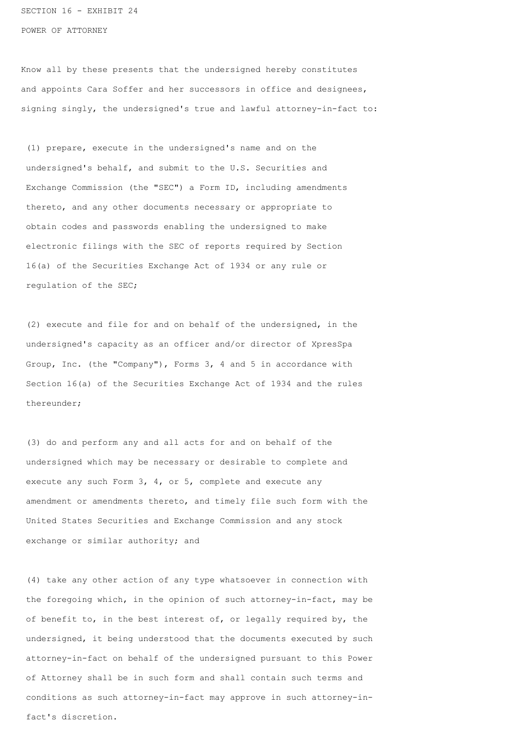SECTION 16 - EXHIBIT 24

POWER OF ATTORNEY

Know all by these presents that the undersigned hereby constitutes and appoints Cara Soffer and her successors in office and designees, signing singly, the undersigned's true and lawful attorney-in-fact to:

(1) prepare, execute in the undersigned's name and on the undersigned's behalf, and submit to the U.S. Securities and Exchange Commission (the "SEC") a Form ID, including amendments thereto, and any other documents necessary or appropriate to obtain codes and passwords enabling the undersigned to make electronic filings with the SEC of reports required by Section 16(a) of the Securities Exchange Act of 1934 or any rule or regulation of the SEC;

(2) execute and file for and on behalf of the undersigned, in the undersigned's capacity as an officer and/or director of XpresSpa Group, Inc. (the "Company"), Forms 3, 4 and 5 in accordance with Section 16(a) of the Securities Exchange Act of 1934 and the rules thereunder;

(3) do and perform any and all acts for and on behalf of the undersigned which may be necessary or desirable to complete and execute any such Form 3, 4, or 5, complete and execute any amendment or amendments thereto, and timely file such form with the United States Securities and Exchange Commission and any stock exchange or similar authority; and

(4) take any other action of any type whatsoever in connection with the foregoing which, in the opinion of such attorney-in-fact, may be of benefit to, in the best interest of, or legally required by, the undersigned, it being understood that the documents executed by such attorney-in-fact on behalf of the undersigned pursuant to this Power of Attorney shall be in such form and shall contain such terms and conditions as such attorney-in-fact may approve in such attorney-in-fact's discretion.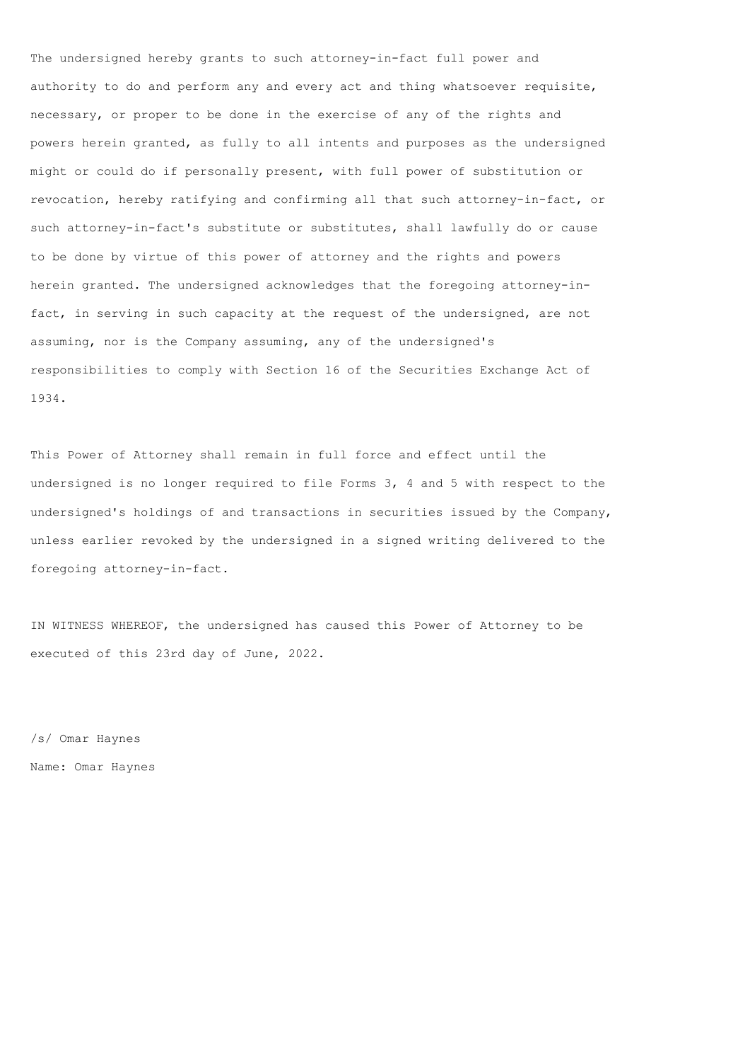The undersigned hereby grants to such attorney-in-fact full power and authority to do and perform any and every act and thing whatsoever requisite, necessary, or proper to be done in the exercise of any of the rights and powers herein granted, as fully to all intents and purposes as the undersigned might or could do if personally present, with full power of substitution or revocation, hereby ratifying and confirming all that such attorney-in-fact, or such attorney-in-fact's substitute or substitutes, shall lawfully do or cause to be done by virtue of this power of attorney and the rights and powers herein granted. The undersigned acknowledges that the foregoing attorney-in-fact, in serving in such capacity at the request of the undersigned, are not assuming, nor is the Company assuming, any of the undersigned's responsibilities to comply with Section 16 of the Securities Exchange Act of 1934.

This Power of Attorney shall remain in full force and effect until the undersigned is no longer required to file Forms 3, 4 and 5 with respect to the undersigned's holdings of and transactions in securities issued by the Company, unless earlier revoked by the undersigned in a signed writing delivered to the foregoing attorney-in-fact.

IN WITNESS WHEREOF, the undersigned has caused this Power of Attorney to be executed of this 23rd day of June, 2022.

/s/ Omar Haynes

Name: Omar Haynes